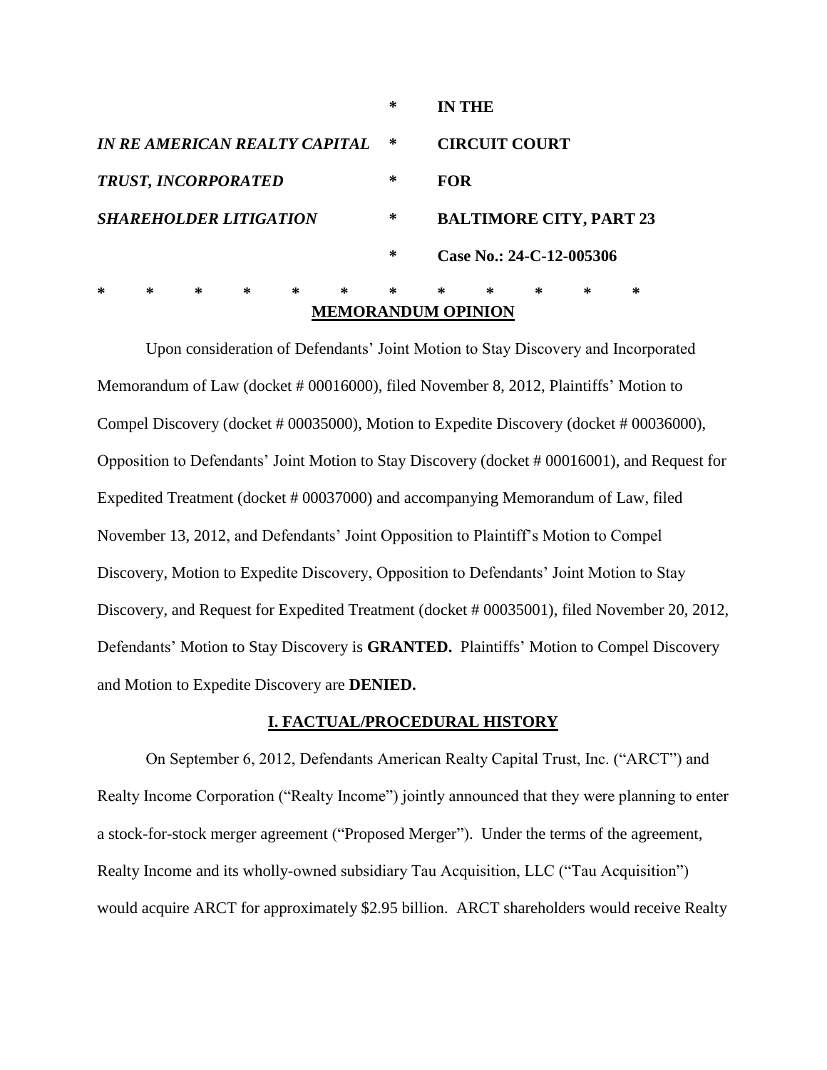| | * | IN THE |
|---|---|---|
| *IN RE AMERICAN REALTY CAPITAL* | * | **CIRCUIT COURT** |
| *TRUST, INCORPORATED* | * | **FOR** |
| *SHAREHOLDER LITIGATION* | * | **BALTIMORE CITY, PART 23** |
| | * | **Case No.: 24-C-12-005306** |

\* \* \* \* \* \* \* \* \* \* \* \*

**MEMORANDUM OPINION**

Upon consideration of Defendants' Joint Motion to Stay Discovery and Incorporated Memorandum of Law (docket # 00016000), filed November 8, 2012, Plaintiffs' Motion to Compel Discovery (docket # 00035000), Motion to Expedite Discovery (docket # 00036000), Opposition to Defendants' Joint Motion to Stay Discovery (docket # 00016001), and Request for Expedited Treatment (docket # 00037000) and accompanying Memorandum of Law, filed November 13, 2012, and Defendants' Joint Opposition to Plaintiff's Motion to Compel Discovery, Motion to Expedite Discovery, Opposition to Defendants' Joint Motion to Stay Discovery, and Request for Expedited Treatment (docket # 00035001), filed November 20, 2012, Defendants' Motion to Stay Discovery is **GRANTED.** Plaintiffs' Motion to Compel Discovery and Motion to Expedite Discovery are **DENIED.**

## I. FACTUAL/PROCEDURAL HISTORY

On September 6, 2012, Defendants American Realty Capital Trust, Inc. ("ARCT") and Realty Income Corporation ("Realty Income") jointly announced that they were planning to enter a stock-for-stock merger agreement ("Proposed Merger"). Under the terms of the agreement, Realty Income and its wholly-owned subsidiary Tau Acquisition, LLC ("Tau Acquisition") would acquire ARCT for approximately $2.95 billion. ARCT shareholders would receive Realty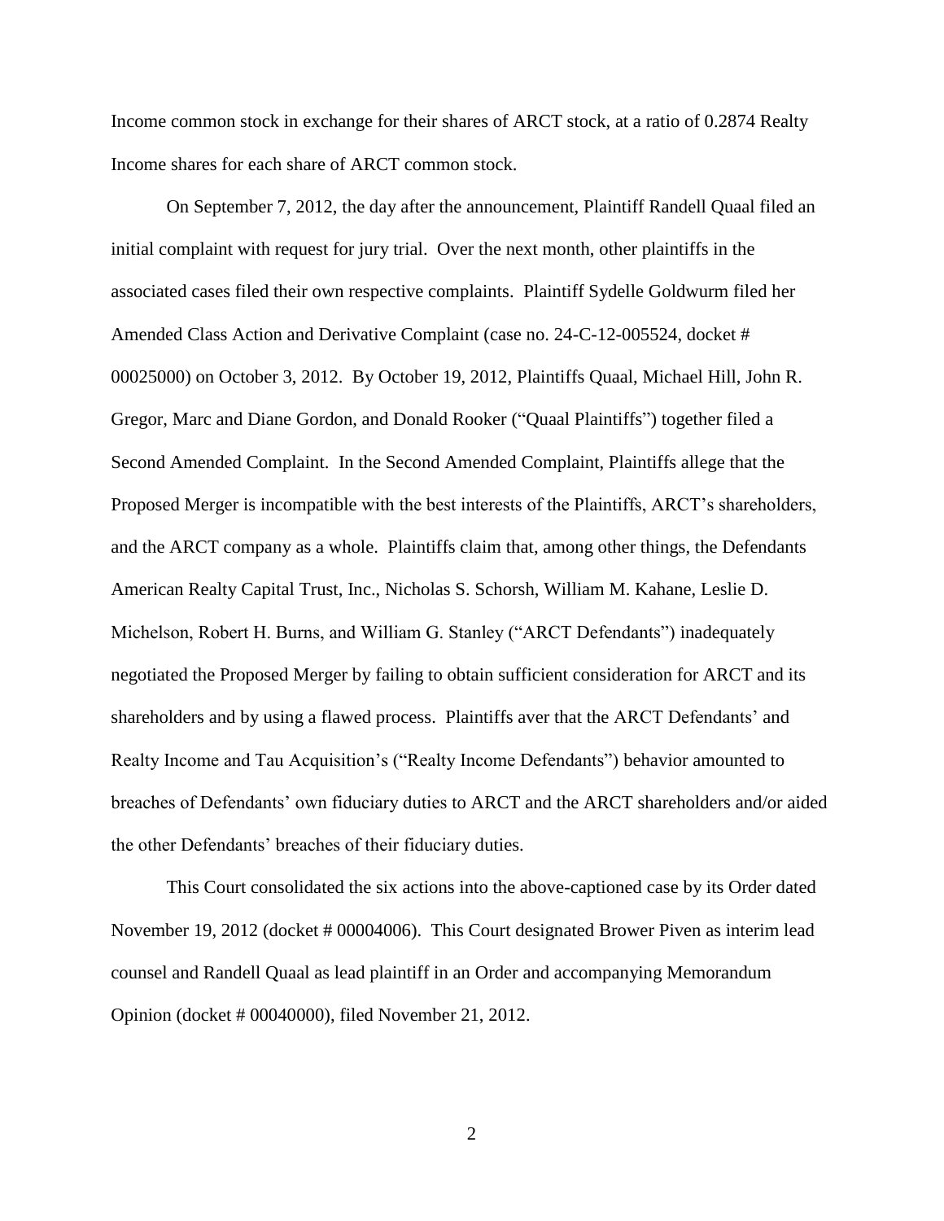Income common stock in exchange for their shares of ARCT stock, at a ratio of 0.2874 Realty Income shares for each share of ARCT common stock.

On September 7, 2012, the day after the announcement, Plaintiff Randell Quaal filed an initial complaint with request for jury trial. Over the next month, other plaintiffs in the associated cases filed their own respective complaints. Plaintiff Sydelle Goldwurm filed her Amended Class Action and Derivative Complaint (case no. 24-C-12-005524, docket # 00025000) on October 3, 2012. By October 19, 2012, Plaintiffs Quaal, Michael Hill, John R. Gregor, Marc and Diane Gordon, and Donald Rooker ("Quaal Plaintiffs") together filed a Second Amended Complaint. In the Second Amended Complaint, Plaintiffs allege that the Proposed Merger is incompatible with the best interests of the Plaintiffs, ARCT's shareholders, and the ARCT company as a whole. Plaintiffs claim that, among other things, the Defendants American Realty Capital Trust, Inc., Nicholas S. Schorsh, William M. Kahane, Leslie D. Michelson, Robert H. Burns, and William G. Stanley ("ARCT Defendants") inadequately negotiated the Proposed Merger by failing to obtain sufficient consideration for ARCT and its shareholders and by using a flawed process. Plaintiffs aver that the ARCT Defendants' and Realty Income and Tau Acquisition's ("Realty Income Defendants") behavior amounted to breaches of Defendants' own fiduciary duties to ARCT and the ARCT shareholders and/or aided the other Defendants' breaches of their fiduciary duties.

This Court consolidated the six actions into the above-captioned case by its Order dated November 19, 2012 (docket # 00004006). This Court designated Brower Piven as interim lead counsel and Randell Quaal as lead plaintiff in an Order and accompanying Memorandum Opinion (docket # 00040000), filed November 21, 2012.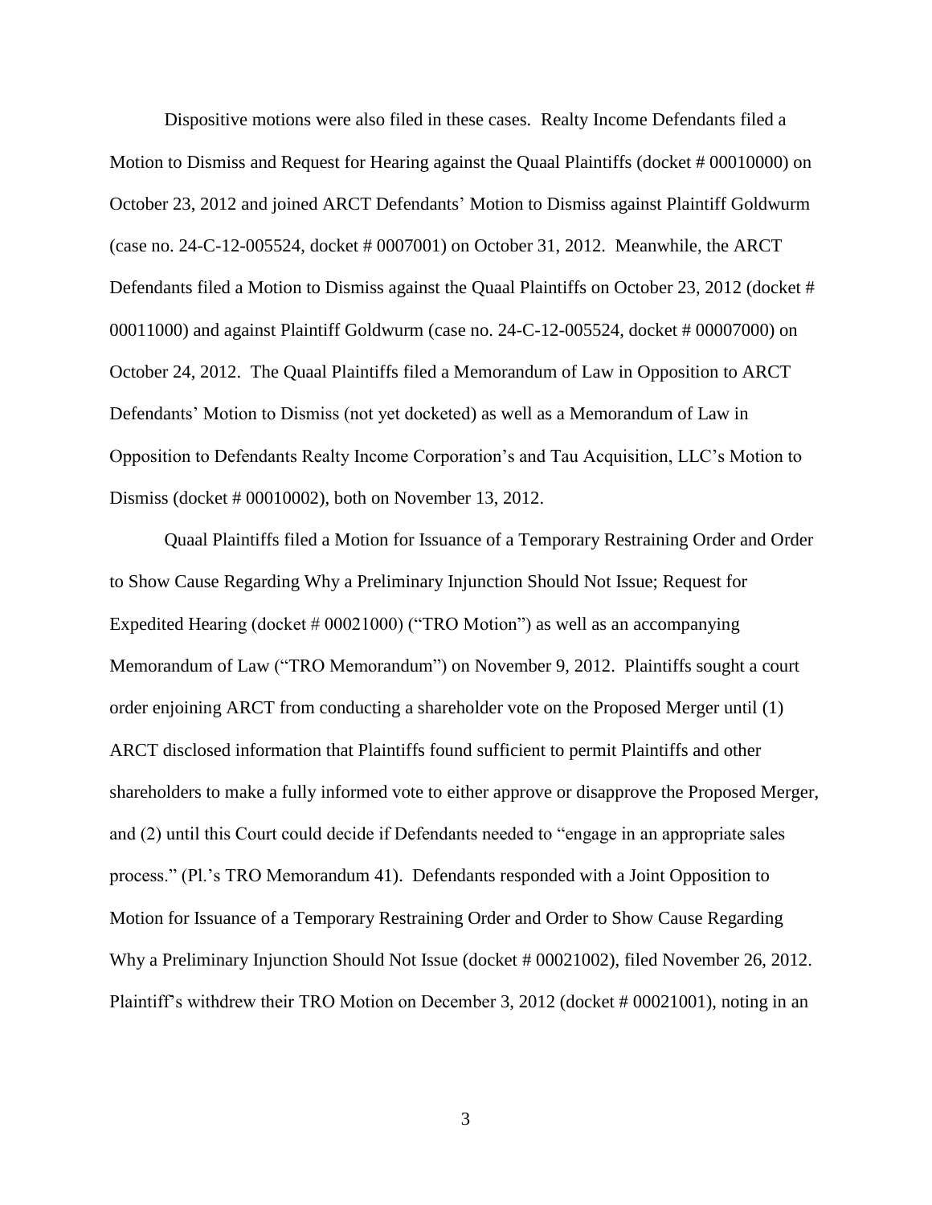Dispositive motions were also filed in these cases. Realty Income Defendants filed a Motion to Dismiss and Request for Hearing against the Quaal Plaintiffs (docket # 00010000) on October 23, 2012 and joined ARCT Defendants' Motion to Dismiss against Plaintiff Goldwurm (case no. 24-C-12-005524, docket # 0007001) on October 31, 2012. Meanwhile, the ARCT Defendants filed a Motion to Dismiss against the Quaal Plaintiffs on October 23, 2012 (docket # 00011000) and against Plaintiff Goldwurm (case no. 24-C-12-005524, docket # 00007000) on October 24, 2012. The Quaal Plaintiffs filed a Memorandum of Law in Opposition to ARCT Defendants' Motion to Dismiss (not yet docketed) as well as a Memorandum of Law in Opposition to Defendants Realty Income Corporation's and Tau Acquisition, LLC's Motion to Dismiss (docket # 00010002), both on November 13, 2012.

Quaal Plaintiffs filed a Motion for Issuance of a Temporary Restraining Order and Order to Show Cause Regarding Why a Preliminary Injunction Should Not Issue; Request for Expedited Hearing (docket # 00021000) ("TRO Motion") as well as an accompanying Memorandum of Law ("TRO Memorandum") on November 9, 2012. Plaintiffs sought a court order enjoining ARCT from conducting a shareholder vote on the Proposed Merger until (1) ARCT disclosed information that Plaintiffs found sufficient to permit Plaintiffs and other shareholders to make a fully informed vote to either approve or disapprove the Proposed Merger, and (2) until this Court could decide if Defendants needed to "engage in an appropriate sales process." (Pl.'s TRO Memorandum 41). Defendants responded with a Joint Opposition to Motion for Issuance of a Temporary Restraining Order and Order to Show Cause Regarding Why a Preliminary Injunction Should Not Issue (docket # 00021002), filed November 26, 2012. Plaintiff's withdrew their TRO Motion on December 3, 2012 (docket # 00021001), noting in an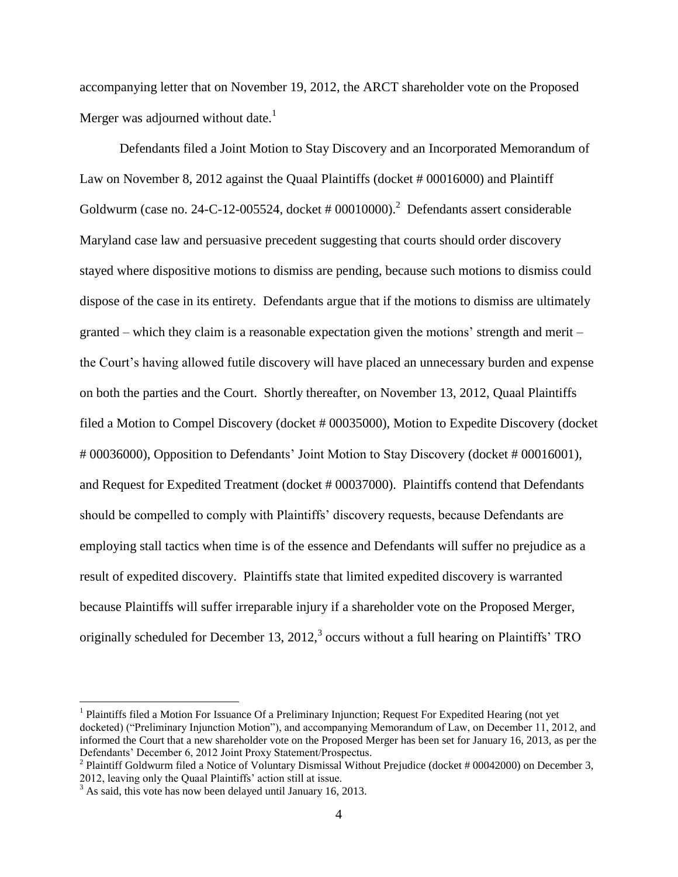accompanying letter that on November 19, 2012, the ARCT shareholder vote on the Proposed Merger was adjourned without date.[1]

Defendants filed a Joint Motion to Stay Discovery and an Incorporated Memorandum of Law on November 8, 2012 against the Quaal Plaintiffs (docket # 00016000) and Plaintiff Goldwurm (case no. 24-C-12-005524, docket # 00010000).[2] Defendants assert considerable Maryland case law and persuasive precedent suggesting that courts should order discovery stayed where dispositive motions to dismiss are pending, because such motions to dismiss could dispose of the case in its entirety. Defendants argue that if the motions to dismiss are ultimately granted – which they claim is a reasonable expectation given the motions' strength and merit – the Court's having allowed futile discovery will have placed an unnecessary burden and expense on both the parties and the Court. Shortly thereafter, on November 13, 2012, Quaal Plaintiffs filed a Motion to Compel Discovery (docket # 00035000), Motion to Expedite Discovery (docket # 00036000), Opposition to Defendants' Joint Motion to Stay Discovery (docket # 00016001), and Request for Expedited Treatment (docket # 00037000). Plaintiffs contend that Defendants should be compelled to comply with Plaintiffs' discovery requests, because Defendants are employing stall tactics when time is of the essence and Defendants will suffer no prejudice as a result of expedited discovery. Plaintiffs state that limited expedited discovery is warranted because Plaintiffs will suffer irreparable injury if a shareholder vote on the Proposed Merger, originally scheduled for December 13, 2012,[3] occurs without a full hearing on Plaintiffs' TRO

---

[1] Plaintiffs filed a Motion For Issuance Of a Preliminary Injunction; Request For Expedited Hearing (not yet docketed) ("Preliminary Injunction Motion"), and accompanying Memorandum of Law, on December 11, 2012, and informed the Court that a new shareholder vote on the Proposed Merger has been set for January 16, 2013, as per the Defendants' December 6, 2012 Joint Proxy Statement/Prospectus.

[2] Plaintiff Goldwurm filed a Notice of Voluntary Dismissal Without Prejudice (docket # 00042000) on December 3, 2012, leaving only the Quaal Plaintiffs' action still at issue.

[3] As said, this vote has now been delayed until January 16, 2013.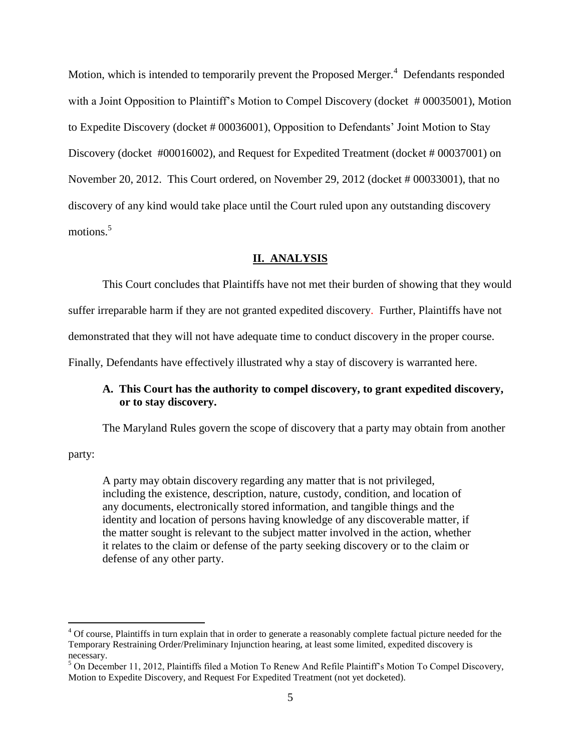Motion, which is intended to temporarily prevent the Proposed Merger.[4] Defendants responded with a Joint Opposition to Plaintiff's Motion to Compel Discovery (docket # 00035001), Motion to Expedite Discovery (docket # 00036001), Opposition to Defendants' Joint Motion to Stay Discovery (docket #00016002), and Request for Expedited Treatment (docket # 00037001) on November 20, 2012. This Court ordered, on November 29, 2012 (docket # 00033001), that no discovery of any kind would take place until the Court ruled upon any outstanding discovery motions.[5]

## II. ANALYSIS

This Court concludes that Plaintiffs have not met their burden of showing that they would suffer irreparable harm if they are not granted expedited discovery. Further, Plaintiffs have not demonstrated that they will not have adequate time to conduct discovery in the proper course. Finally, Defendants have effectively illustrated why a stay of discovery is warranted here.

### A. This Court has the authority to compel discovery, to grant expedited discovery, or to stay discovery.

The Maryland Rules govern the scope of discovery that a party may obtain from another party:

> A party may obtain discovery regarding any matter that is not privileged, including the existence, description, nature, custody, condition, and location of any documents, electronically stored information, and tangible things and the identity and location of persons having knowledge of any discoverable matter, if the matter sought is relevant to the subject matter involved in the action, whether it relates to the claim or defense of the party seeking discovery or to the claim or defense of any other party.

---

[4] Of course, Plaintiffs in turn explain that in order to generate a reasonably complete factual picture needed for the Temporary Restraining Order/Preliminary Injunction hearing, at least some limited, expedited discovery is necessary.

[5] On December 11, 2012, Plaintiffs filed a Motion To Renew And Refile Plaintiff's Motion To Compel Discovery, Motion to Expedite Discovery, and Request For Expedited Treatment (not yet docketed).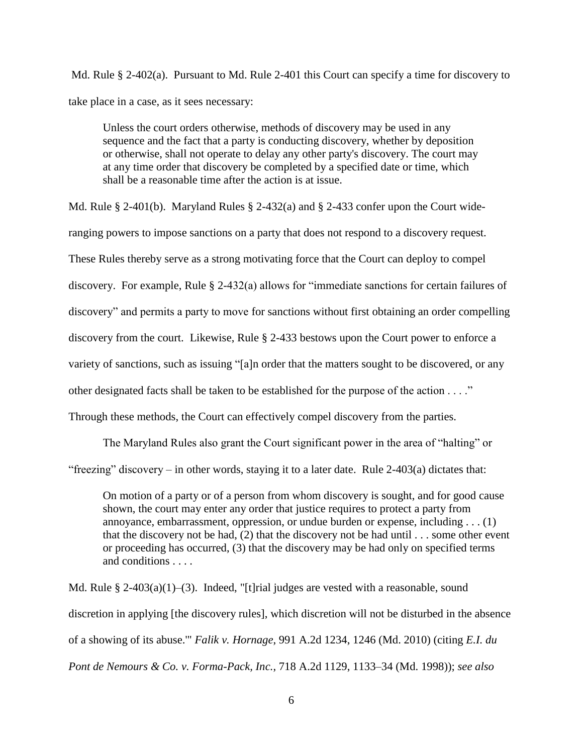Md. Rule § 2-402(a). Pursuant to Md. Rule 2-401 this Court can specify a time for discovery to take place in a case, as it sees necessary:

> Unless the court orders otherwise, methods of discovery may be used in any sequence and the fact that a party is conducting discovery, whether by deposition or otherwise, shall not operate to delay any other party's discovery. The court may at any time order that discovery be completed by a specified date or time, which shall be a reasonable time after the action is at issue.

Md. Rule § 2-401(b). Maryland Rules § 2-432(a) and § 2-433 confer upon the Court wide-ranging powers to impose sanctions on a party that does not respond to a discovery request. These Rules thereby serve as a strong motivating force that the Court can deploy to compel discovery. For example, Rule § 2-432(a) allows for "immediate sanctions for certain failures of discovery" and permits a party to move for sanctions without first obtaining an order compelling discovery from the court. Likewise, Rule § 2-433 bestows upon the Court power to enforce a variety of sanctions, such as issuing "[a]n order that the matters sought to be discovered, or any other designated facts shall be taken to be established for the purpose of the action . . . ." Through these methods, the Court can effectively compel discovery from the parties.

The Maryland Rules also grant the Court significant power in the area of "halting" or "freezing" discovery – in other words, staying it to a later date. Rule 2-403(a) dictates that:

> On motion of a party or of a person from whom discovery is sought, and for good cause shown, the court may enter any order that justice requires to protect a party from annoyance, embarrassment, oppression, or undue burden or expense, including . . . (1) that the discovery not be had, (2) that the discovery not be had until . . . some other event or proceeding has occurred, (3) that the discovery may be had only on specified terms and conditions . . . .

Md. Rule § 2-403(a)(1)–(3). Indeed, "[t]rial judges are vested with a reasonable, sound discretion in applying [the discovery rules], which discretion will not be disturbed in the absence of a showing of its abuse.'" *Falik v. Hornage*, 991 A.2d 1234, 1246 (Md. 2010) (citing *E.I. du Pont de Nemours & Co. v. Forma-Pack, Inc.*, 718 A.2d 1129, 1133–34 (Md. 1998)); *see also*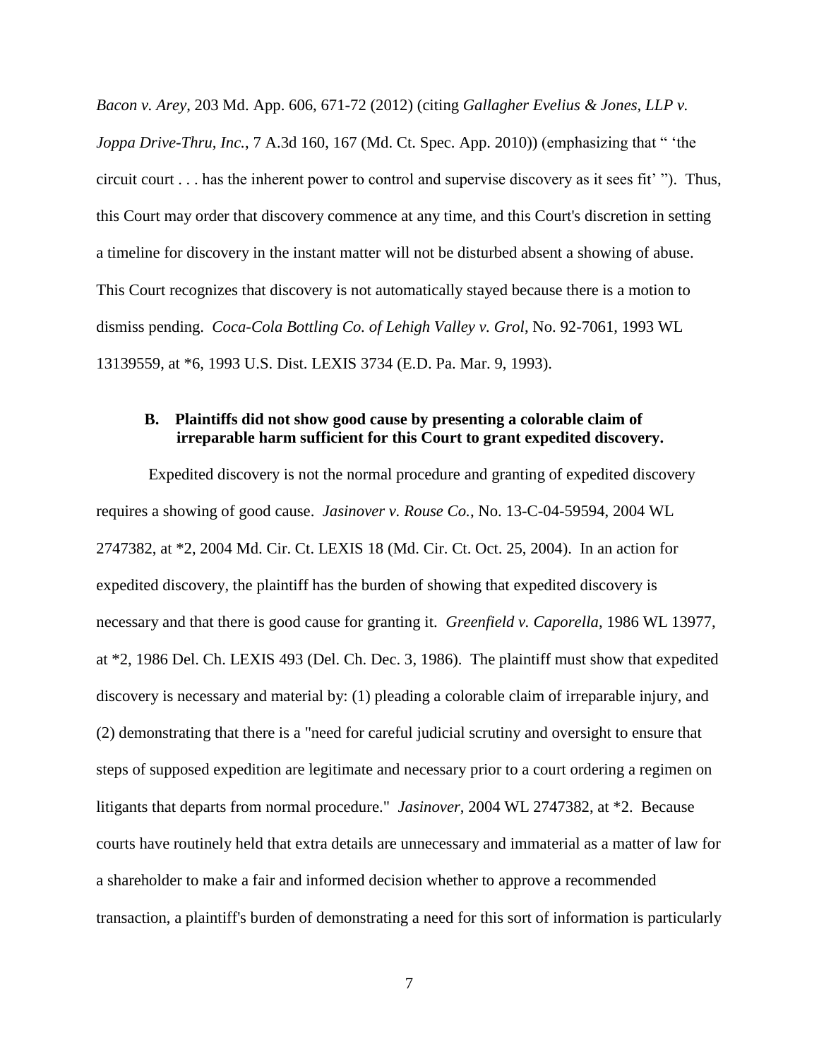*Bacon v. Arey*, 203 Md. App. 606, 671-72 (2012) (citing *Gallagher Evelius & Jones, LLP v. Joppa Drive-Thru, Inc.*, 7 A.3d 160, 167 (Md. Ct. Spec. App. 2010)) (emphasizing that " 'the circuit court . . . has the inherent power to control and supervise discovery as it sees fit' "). Thus, this Court may order that discovery commence at any time, and this Court's discretion in setting a timeline for discovery in the instant matter will not be disturbed absent a showing of abuse. This Court recognizes that discovery is not automatically stayed because there is a motion to dismiss pending. *Coca-Cola Bottling Co. of Lehigh Valley v. Grol*, No. 92-7061, 1993 WL 13139559, at *6, 1993 U.S. Dist. LEXIS 3734 (E.D. Pa. Mar. 9, 1993).

### B. Plaintiffs did not show good cause by presenting a colorable claim of irreparable harm sufficient for this Court to grant expedited discovery.

Expedited discovery is not the normal procedure and granting of expedited discovery requires a showing of good cause. *Jasinover v. Rouse Co.*, No. 13-C-04-59594, 2004 WL 2747382, at *2, 2004 Md. Cir. Ct. LEXIS 18 (Md. Cir. Ct. Oct. 25, 2004). In an action for expedited discovery, the plaintiff has the burden of showing that expedited discovery is necessary and that there is good cause for granting it. *Greenfield v. Caporella*, 1986 WL 13977, at *2, 1986 Del. Ch. LEXIS 493 (Del. Ch. Dec. 3, 1986). The plaintiff must show that expedited discovery is necessary and material by: (1) pleading a colorable claim of irreparable injury, and (2) demonstrating that there is a "need for careful judicial scrutiny and oversight to ensure that steps of supposed expedition are legitimate and necessary prior to a court ordering a regimen on litigants that departs from normal procedure." *Jasinover*, 2004 WL 2747382, at *2. Because courts have routinely held that extra details are unnecessary and immaterial as a matter of law for a shareholder to make a fair and informed decision whether to approve a recommended transaction, a plaintiff's burden of demonstrating a need for this sort of information is particularly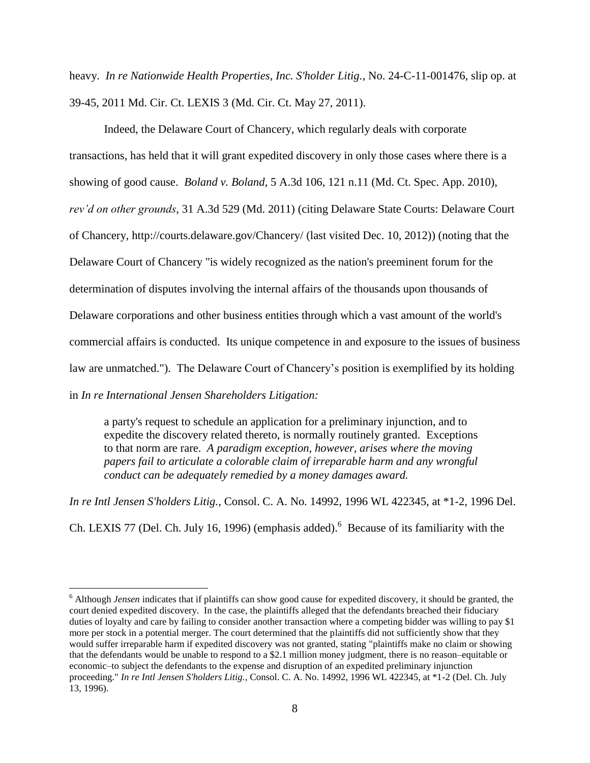heavy. *In re Nationwide Health Properties, Inc. S'holder Litig.*, No. 24-C-11-001476, slip op. at 39-45, 2011 Md. Cir. Ct. LEXIS 3 (Md. Cir. Ct. May 27, 2011).

Indeed, the Delaware Court of Chancery, which regularly deals with corporate transactions, has held that it will grant expedited discovery in only those cases where there is a showing of good cause. *Boland v. Boland*, 5 A.3d 106, 121 n.11 (Md. Ct. Spec. App. 2010), *rev'd on other grounds*, 31 A.3d 529 (Md. 2011) (citing Delaware State Courts: Delaware Court of Chancery, http://courts.delaware.gov/Chancery/ (last visited Dec. 10, 2012)) (noting that the Delaware Court of Chancery "is widely recognized as the nation's preeminent forum for the determination of disputes involving the internal affairs of the thousands upon thousands of Delaware corporations and other business entities through which a vast amount of the world's commercial affairs is conducted. Its unique competence in and exposure to the issues of business law are unmatched."). The Delaware Court of Chancery's position is exemplified by its holding in *In re International Jensen Shareholders Litigation:*

> a party's request to schedule an application for a preliminary injunction, and to expedite the discovery related thereto, is normally routinely granted. Exceptions to that norm are rare. *A paradigm exception, however, arises where the moving papers fail to articulate a colorable claim of irreparable harm and any wrongful conduct can be adequately remedied by a money damages award.*

*In re Intl Jensen S'holders Litig.*, Consol. C. A. No. 14992, 1996 WL 422345, at \*1-2, 1996 Del. Ch. LEXIS 77 (Del. Ch. July 16, 1996) (emphasis added).[6] Because of its familiarity with the

---

[6] Although *Jensen* indicates that if plaintiffs can show good cause for expedited discovery, it should be granted, the court denied expedited discovery. In the case, the plaintiffs alleged that the defendants breached their fiduciary duties of loyalty and care by failing to consider another transaction where a competing bidder was willing to pay $1 more per stock in a potential merger. The court determined that the plaintiffs did not sufficiently show that they would suffer irreparable harm if expedited discovery was not granted, stating "plaintiffs make no claim or showing that the defendants would be unable to respond to a $2.1 million money judgment, there is no reason–equitable or economic–to subject the defendants to the expense and disruption of an expedited preliminary injunction proceeding." *In re Intl Jensen S'holders Litig.*, Consol. C. A. No. 14992, 1996 WL 422345, at \*1-2 (Del. Ch. July 13, 1996).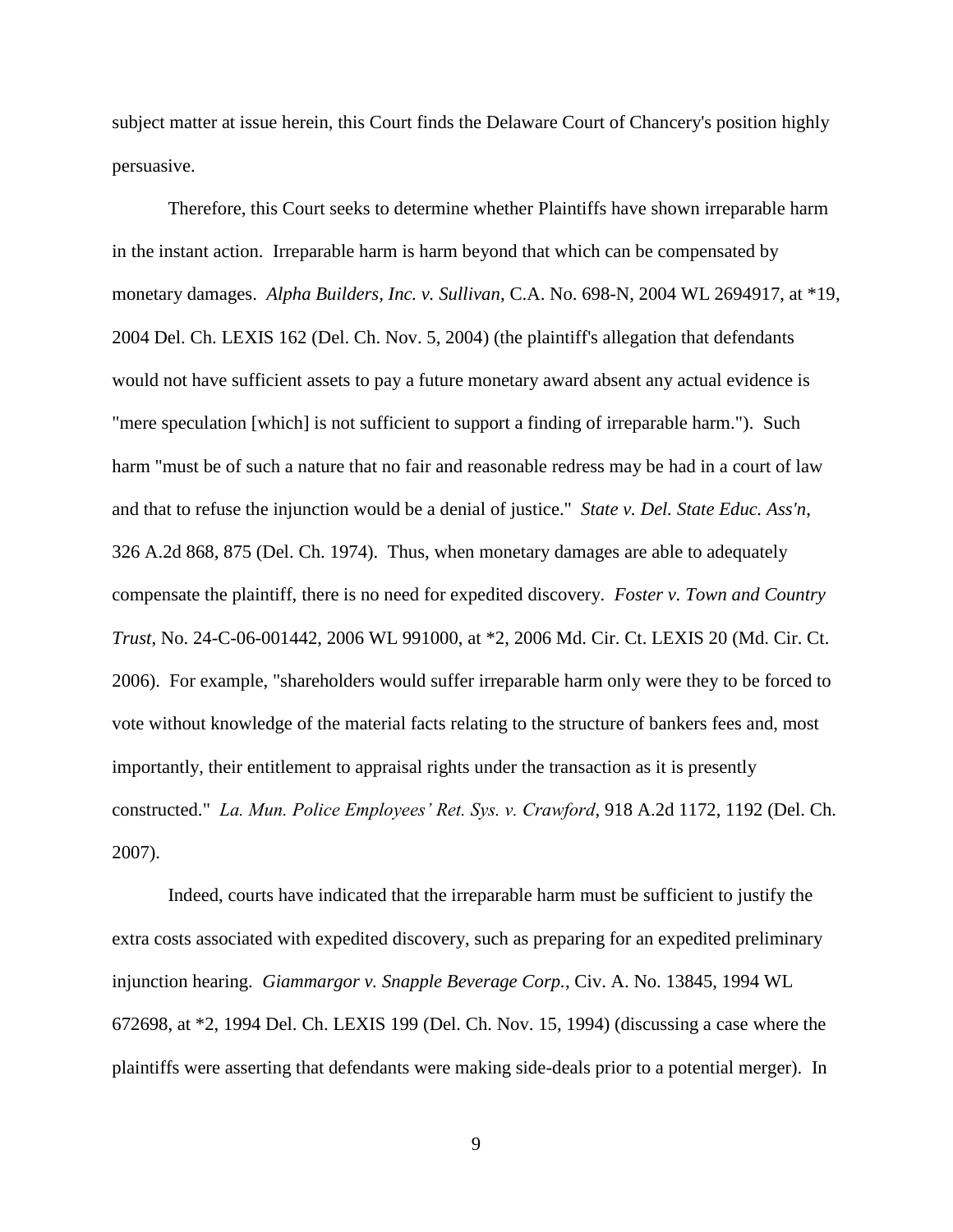subject matter at issue herein, this Court finds the Delaware Court of Chancery's position highly persuasive.

Therefore, this Court seeks to determine whether Plaintiffs have shown irreparable harm in the instant action. Irreparable harm is harm beyond that which can be compensated by monetary damages. *Alpha Builders, Inc. v. Sullivan*, C.A. No. 698-N, 2004 WL 2694917, at *19, 2004 Del. Ch. LEXIS 162 (Del. Ch. Nov. 5, 2004) (the plaintiff's allegation that defendants would not have sufficient assets to pay a future monetary award absent any actual evidence is "mere speculation [which] is not sufficient to support a finding of irreparable harm."). Such harm "must be of such a nature that no fair and reasonable redress may be had in a court of law and that to refuse the injunction would be a denial of justice." *State v. Del. State Educ. Ass'n*, 326 A.2d 868, 875 (Del. Ch. 1974). Thus, when monetary damages are able to adequately compensate the plaintiff, there is no need for expedited discovery. *Foster v. Town and Country Trust*, No. 24-C-06-001442, 2006 WL 991000, at *2, 2006 Md. Cir. Ct. LEXIS 20 (Md. Cir. Ct. 2006). For example, "shareholders would suffer irreparable harm only were they to be forced to vote without knowledge of the material facts relating to the structure of bankers fees and, most importantly, their entitlement to appraisal rights under the transaction as it is presently constructed." *La. Mun. Police Employees' Ret. Sys. v. Crawford*, 918 A.2d 1172, 1192 (Del. Ch. 2007).

Indeed, courts have indicated that the irreparable harm must be sufficient to justify the extra costs associated with expedited discovery, such as preparing for an expedited preliminary injunction hearing. *Giammargor v. Snapple Beverage Corp.*, Civ. A. No. 13845, 1994 WL 672698, at *2, 1994 Del. Ch. LEXIS 199 (Del. Ch. Nov. 15, 1994) (discussing a case where the plaintiffs were asserting that defendants were making side-deals prior to a potential merger). In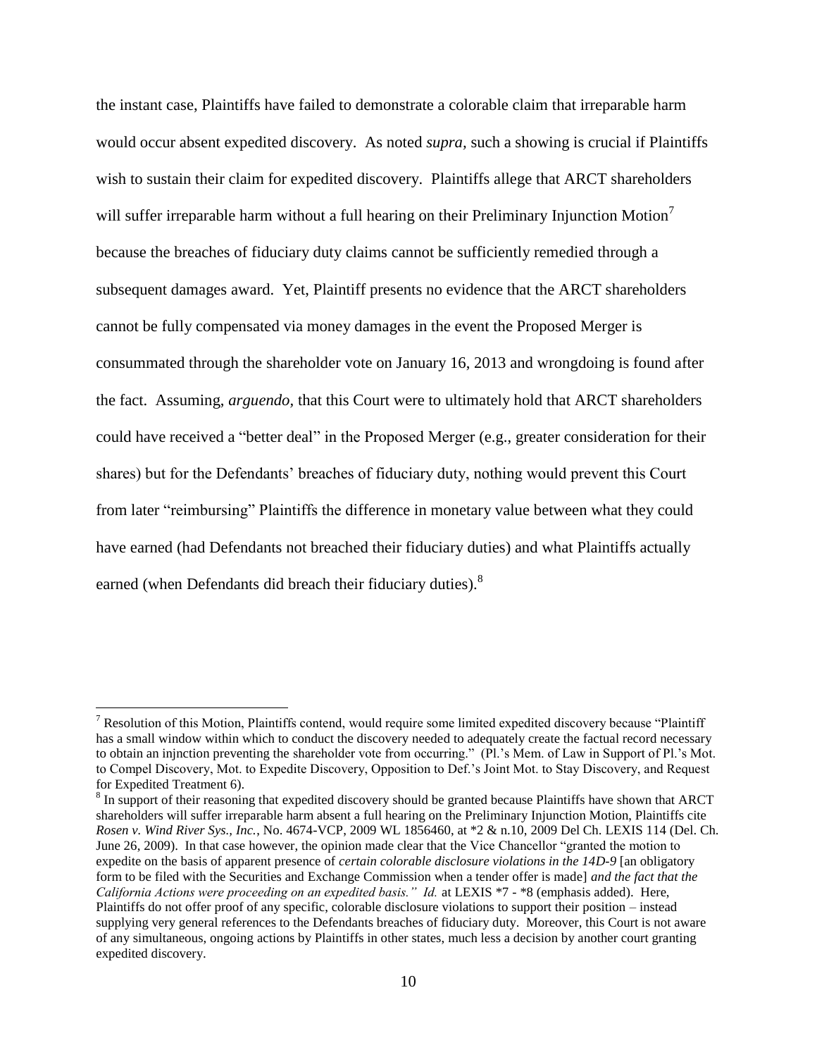the instant case, Plaintiffs have failed to demonstrate a colorable claim that irreparable harm would occur absent expedited discovery. As noted *supra*, such a showing is crucial if Plaintiffs wish to sustain their claim for expedited discovery. Plaintiffs allege that ARCT shareholders will suffer irreparable harm without a full hearing on their Preliminary Injunction Motion[7] because the breaches of fiduciary duty claims cannot be sufficiently remedied through a subsequent damages award. Yet, Plaintiff presents no evidence that the ARCT shareholders cannot be fully compensated via money damages in the event the Proposed Merger is consummated through the shareholder vote on January 16, 2013 and wrongdoing is found after the fact. Assuming, *arguendo*, that this Court were to ultimately hold that ARCT shareholders could have received a "better deal" in the Proposed Merger (e.g., greater consideration for their shares) but for the Defendants' breaches of fiduciary duty, nothing would prevent this Court from later "reimbursing" Plaintiffs the difference in monetary value between what they could have earned (had Defendants not breached their fiduciary duties) and what Plaintiffs actually earned (when Defendants did breach their fiduciary duties).[8]

---

[7] Resolution of this Motion, Plaintiffs contend, would require some limited expedited discovery because "Plaintiff has a small window within which to conduct the discovery needed to adequately create the factual record necessary to obtain an injnction preventing the shareholder vote from occurring." (Pl.'s Mem. of Law in Support of Pl.'s Mot. to Compel Discovery, Mot. to Expedite Discovery, Opposition to Def.'s Joint Mot. to Stay Discovery, and Request for Expedited Treatment 6).

[8] In support of their reasoning that expedited discovery should be granted because Plaintiffs have shown that ARCT shareholders will suffer irreparable harm absent a full hearing on the Preliminary Injunction Motion, Plaintiffs cite *Rosen v. Wind River Sys., Inc.*, No. 4674-VCP, 2009 WL 1856460, at *2 & n.10, 2009 Del Ch. LEXIS 114 (Del. Ch. June 26, 2009). In that case however, the opinion made clear that the Vice Chancellor "granted the motion to expedite on the basis of apparent presence of *certain colorable disclosure violations in the 14D-9* [an obligatory form to be filed with the Securities and Exchange Commission when a tender offer is made] *and the fact that the California Actions were proceeding on an expedited basis." Id.* at LEXIS *7 - *8 (emphasis added). Here, Plaintiffs do not offer proof of any specific, colorable disclosure violations to support their position – instead supplying very general references to the Defendants breaches of fiduciary duty. Moreover, this Court is not aware of any simultaneous, ongoing actions by Plaintiffs in other states, much less a decision by another court granting expedited discovery.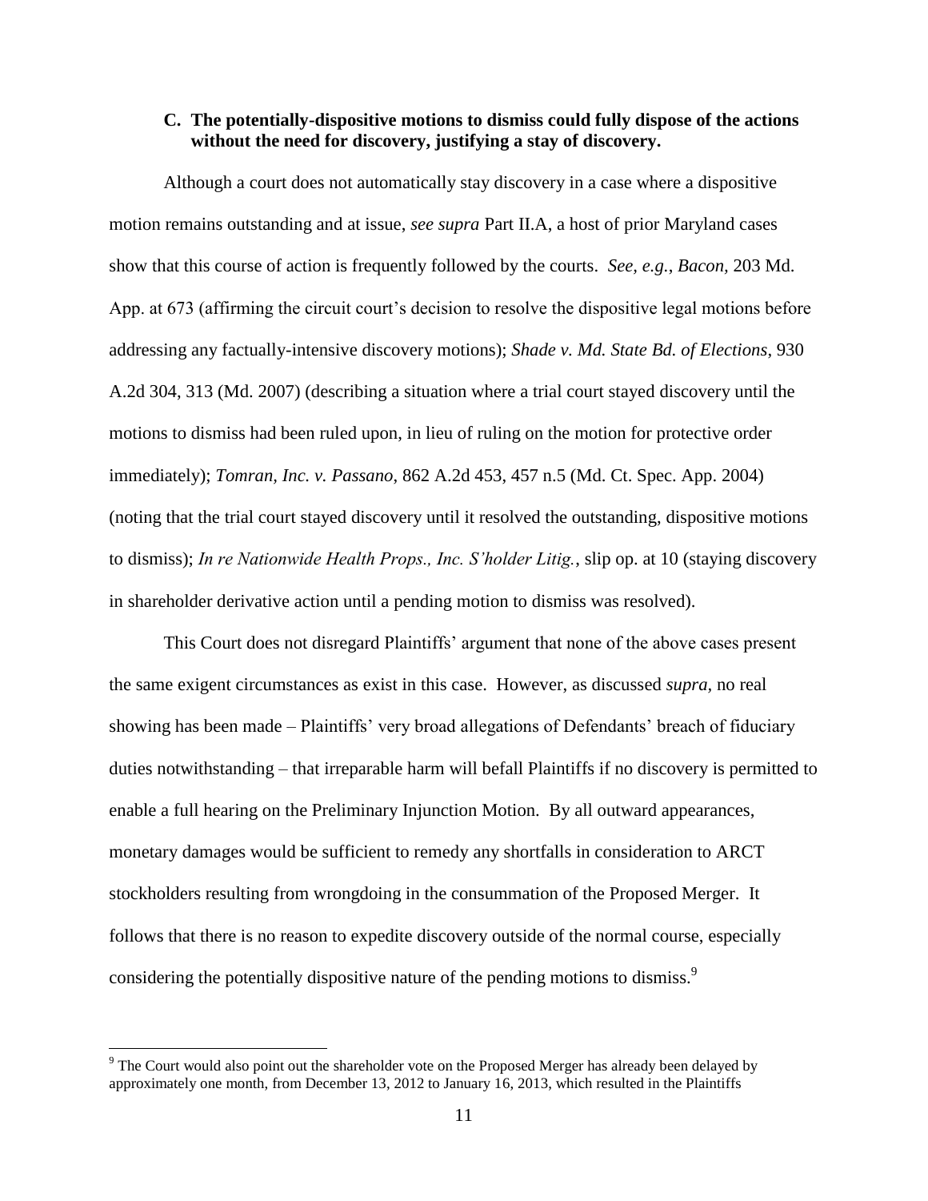### C. The potentially-dispositive motions to dismiss could fully dispose of the actions without the need for discovery, justifying a stay of discovery.

Although a court does not automatically stay discovery in a case where a dispositive motion remains outstanding and at issue, *see supra* Part II.A, a host of prior Maryland cases show that this course of action is frequently followed by the courts. *See, e.g.*, *Bacon*, 203 Md. App. at 673 (affirming the circuit court's decision to resolve the dispositive legal motions before addressing any factually-intensive discovery motions); *Shade v. Md. State Bd. of Elections*, 930 A.2d 304, 313 (Md. 2007) (describing a situation where a trial court stayed discovery until the motions to dismiss had been ruled upon, in lieu of ruling on the motion for protective order immediately); *Tomran, Inc. v. Passano*, 862 A.2d 453, 457 n.5 (Md. Ct. Spec. App. 2004) (noting that the trial court stayed discovery until it resolved the outstanding, dispositive motions to dismiss); *In re Nationwide Health Props., Inc. S'holder Litig.*, slip op. at 10 (staying discovery in shareholder derivative action until a pending motion to dismiss was resolved).

This Court does not disregard Plaintiffs' argument that none of the above cases present the same exigent circumstances as exist in this case. However, as discussed *supra*, no real showing has been made – Plaintiffs' very broad allegations of Defendants' breach of fiduciary duties notwithstanding – that irreparable harm will befall Plaintiffs if no discovery is permitted to enable a full hearing on the Preliminary Injunction Motion. By all outward appearances, monetary damages would be sufficient to remedy any shortfalls in consideration to ARCT stockholders resulting from wrongdoing in the consummation of the Proposed Merger. It follows that there is no reason to expedite discovery outside of the normal course, especially considering the potentially dispositive nature of the pending motions to dismiss.[9]

[9] The Court would also point out the shareholder vote on the Proposed Merger has already been delayed by approximately one month, from December 13, 2012 to January 16, 2013, which resulted in the Plaintiffs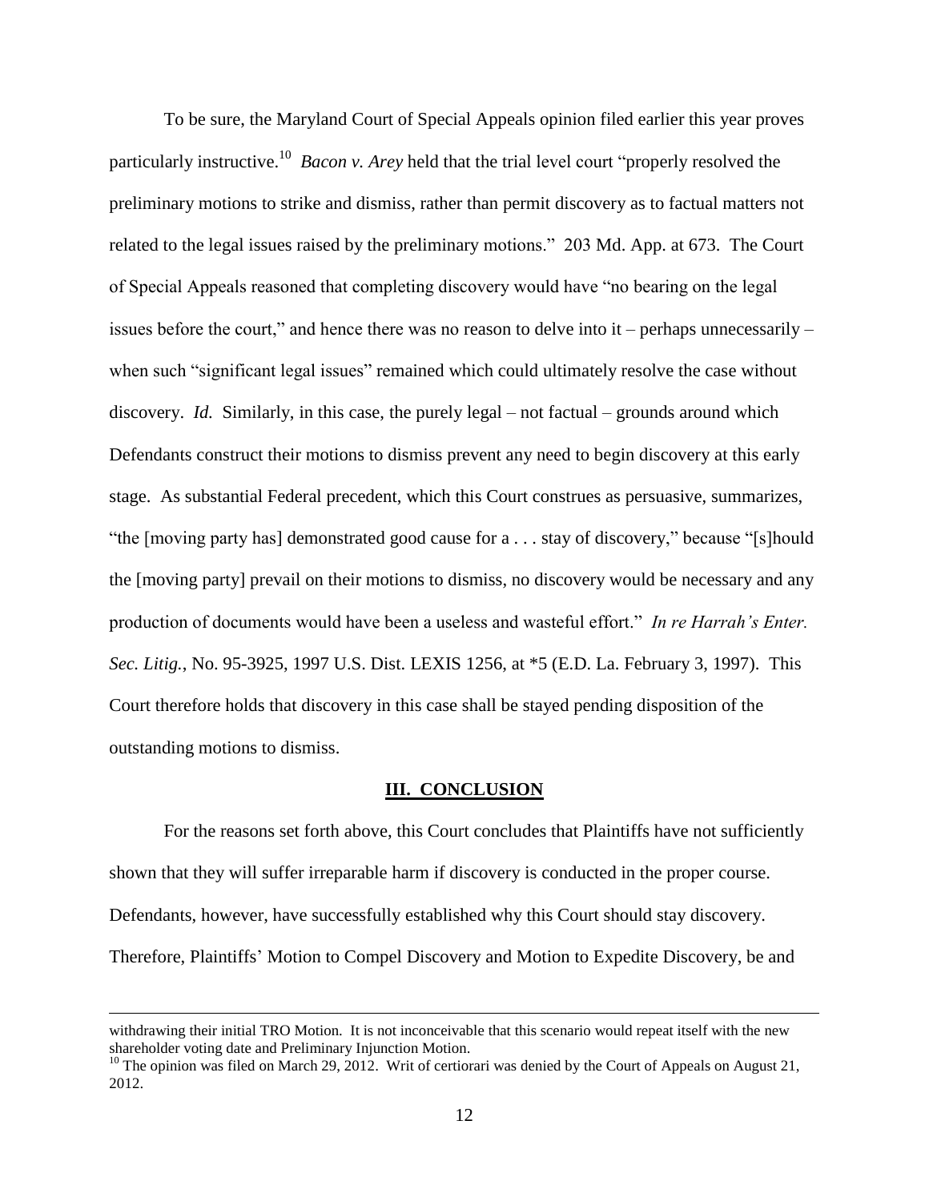To be sure, the Maryland Court of Special Appeals opinion filed earlier this year proves particularly instructive.[10] *Bacon v. Arey* held that the trial level court "properly resolved the preliminary motions to strike and dismiss, rather than permit discovery as to factual matters not related to the legal issues raised by the preliminary motions." 203 Md. App. at 673. The Court of Special Appeals reasoned that completing discovery would have "no bearing on the legal issues before the court," and hence there was no reason to delve into it – perhaps unnecessarily – when such "significant legal issues" remained which could ultimately resolve the case without discovery. *Id.* Similarly, in this case, the purely legal – not factual – grounds around which Defendants construct their motions to dismiss prevent any need to begin discovery at this early stage. As substantial Federal precedent, which this Court construes as persuasive, summarizes, "the [moving party has] demonstrated good cause for a . . . stay of discovery," because "[s]hould the [moving party] prevail on their motions to dismiss, no discovery would be necessary and any production of documents would have been a useless and wasteful effort." *In re Harrah's Enter. Sec. Litig.*, No. 95-3925, 1997 U.S. Dist. LEXIS 1256, at *5 (E.D. La. February 3, 1997). This Court therefore holds that discovery in this case shall be stayed pending disposition of the outstanding motions to dismiss.

## III. CONCLUSION

For the reasons set forth above, this Court concludes that Plaintiffs have not sufficiently shown that they will suffer irreparable harm if discovery is conducted in the proper course. Defendants, however, have successfully established why this Court should stay discovery. Therefore, Plaintiffs' Motion to Compel Discovery and Motion to Expedite Discovery, be and

---

withdrawing their initial TRO Motion. It is not inconceivable that this scenario would repeat itself with the new shareholder voting date and Preliminary Injunction Motion.

[10] The opinion was filed on March 29, 2012. Writ of certiorari was denied by the Court of Appeals on August 21, 2012.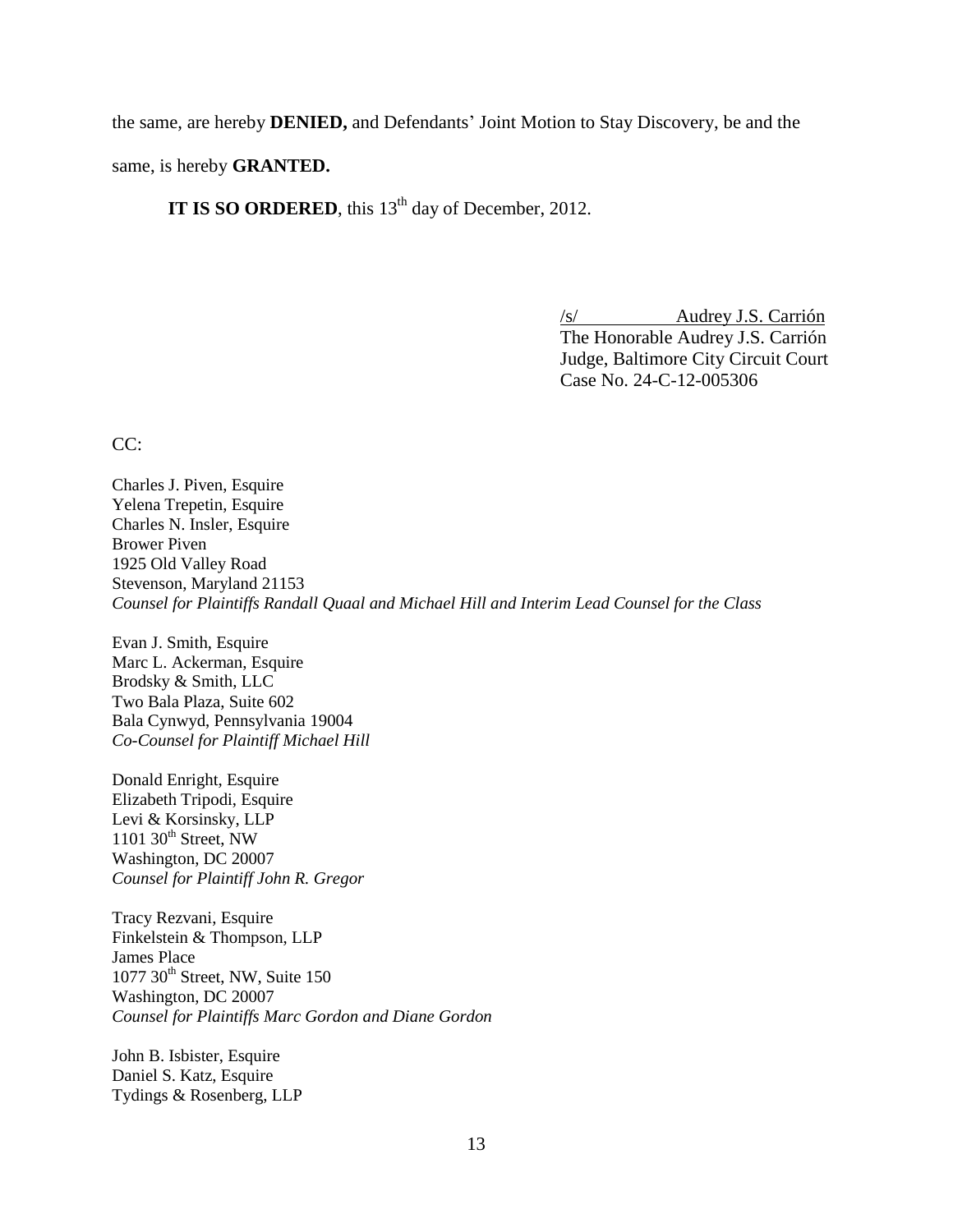the same, are hereby **DENIED,** and Defendants' Joint Motion to Stay Discovery, be and the same, is hereby **GRANTED.**

**IT IS SO ORDERED**, this 13th day of December, 2012.

/s/ Audrey J.S. Carrión
The Honorable Audrey J.S. Carrión
Judge, Baltimore City Circuit Court
Case No. 24-C-12-005306

CC:

Charles J. Piven, Esquire
Yelena Trepetin, Esquire
Charles N. Insler, Esquire
Brower Piven
1925 Old Valley Road
Stevenson, Maryland 21153
*Counsel for Plaintiffs Randall Quaal and Michael Hill and Interim Lead Counsel for the Class*

Evan J. Smith, Esquire
Marc L. Ackerman, Esquire
Brodsky & Smith, LLC
Two Bala Plaza, Suite 602
Bala Cynwyd, Pennsylvania 19004
*Co-Counsel for Plaintiff Michael Hill*

Donald Enright, Esquire
Elizabeth Tripodi, Esquire
Levi & Korsinsky, LLP
1101 30th Street, NW
Washington, DC 20007
*Counsel for Plaintiff John R. Gregor*

Tracy Rezvani, Esquire
Finkelstein & Thompson, LLP
James Place
1077 30th Street, NW, Suite 150
Washington, DC 20007
*Counsel for Plaintiffs Marc Gordon and Diane Gordon*

John B. Isbister, Esquire
Daniel S. Katz, Esquire
Tydings & Rosenberg, LLP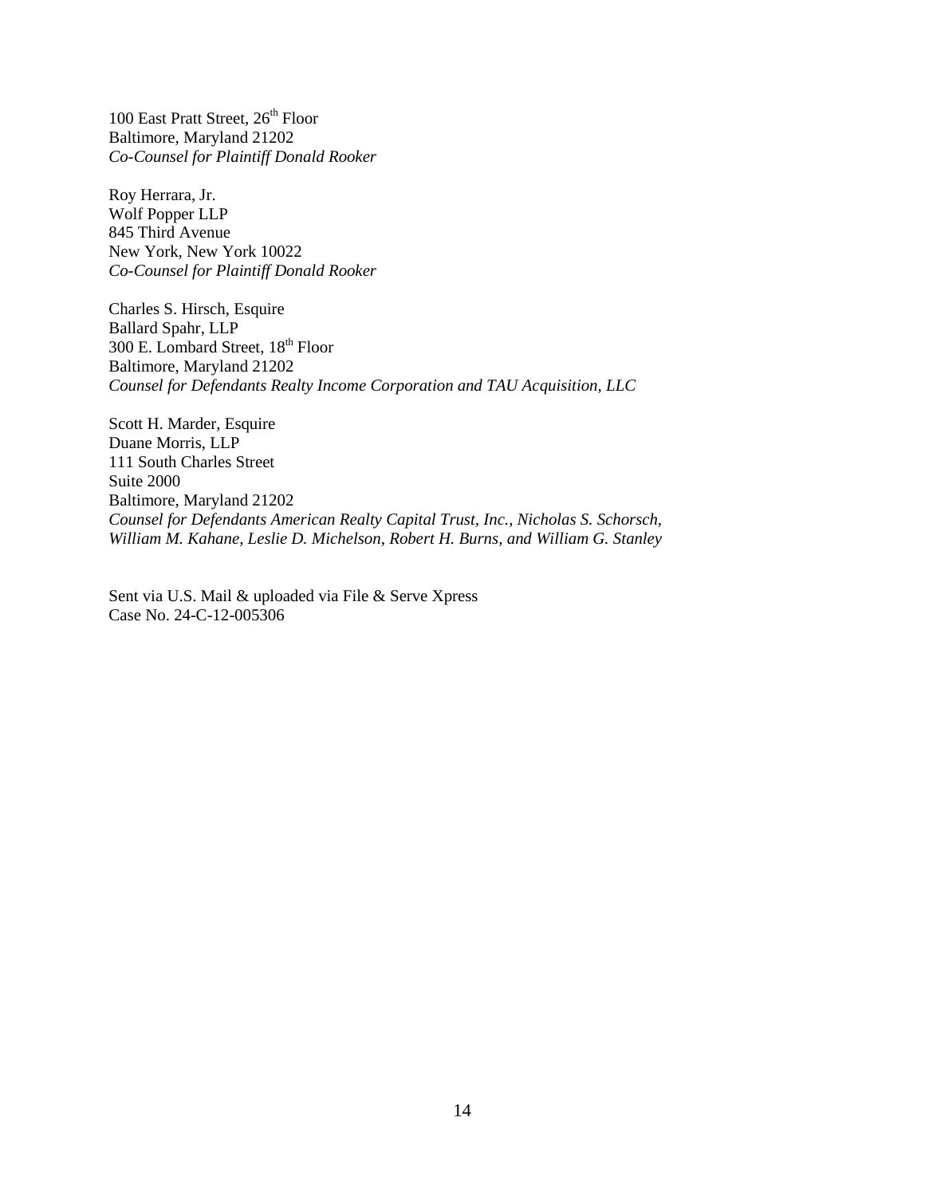100 East Pratt Street, 26th Floor
Baltimore, Maryland 21202
*Co-Counsel for Plaintiff Donald Rooker*

Roy Herrara, Jr.
Wolf Popper LLP
845 Third Avenue
New York, New York 10022
*Co-Counsel for Plaintiff Donald Rooker*

Charles S. Hirsch, Esquire
Ballard Spahr, LLP
300 E. Lombard Street, 18th Floor
Baltimore, Maryland 21202
*Counsel for Defendants Realty Income Corporation and TAU Acquisition, LLC*

Scott H. Marder, Esquire
Duane Morris, LLP
111 South Charles Street
Suite 2000
Baltimore, Maryland 21202
*Counsel for Defendants American Realty Capital Trust, Inc., Nicholas S. Schorsch, William M. Kahane, Leslie D. Michelson, Robert H. Burns, and William G. Stanley*

Sent via U.S. Mail & uploaded via File & Serve Xpress
Case No. 24-C-12-005306